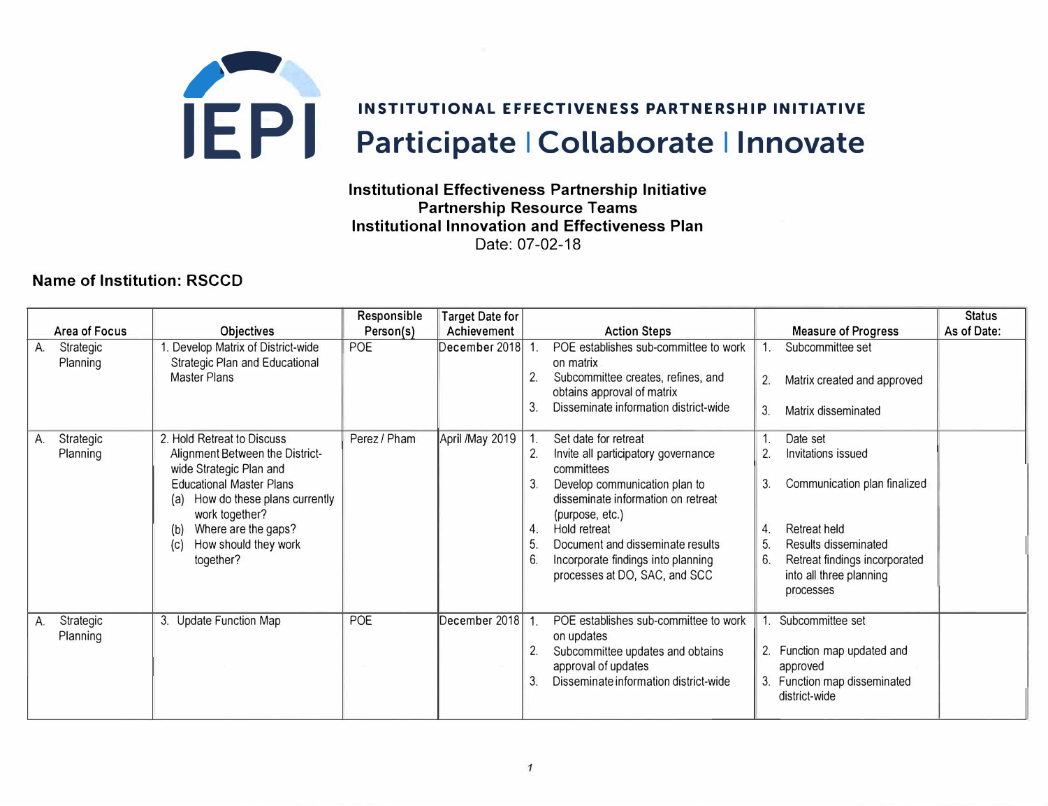**INSTITUTIONAL EFFECTIVENESS PARTNERSHIP INITIATIVE**

**Participate | Collaborate | Innovate**

### Institutional Effectiveness Partnership Initiative
### Partnership Resource Teams
### Institutional Innovation and Effectiveness Plan

Date: 07-02-18

**Name of Institution: RSCCD**

| Area of Focus | Objectives | Responsible Person(s) | Target Date for Achievement | Action Steps | Measure of Progress | Status As of Date: |
|---|---|---|---|---|---|---|
| A. Strategic Planning | 1. Develop Matrix of District-wide Strategic Plan and Educational Master Plans | POE | December 2018 | 1. POE establishes sub-committee to work on matrix<br>2. Subcommittee creates, refines, and obtains approval of matrix<br>3. Disseminate information district-wide | 1. Subcommittee set<br>2. Matrix created and approved<br>3. Matrix disseminated | |
| A. Strategic Planning | 2. Hold Retreat to Discuss Alignment Between the District-wide Strategic Plan and Educational Master Plans<br>(a) How do these plans currently work together?<br>(b) Where are the gaps?<br>(c) How should they work together? | Perez / Pham | April /May 2019 | 1. Set date for retreat<br>2. Invite all participatory governance committees<br>3. Develop communication plan to disseminate information on retreat (purpose, etc.)<br>4. Hold retreat<br>5. Document and disseminate results<br>6. Incorporate findings into planning processes at DO, SAC, and SCC | 1. Date set<br>2. Invitations issued<br>3. Communication plan finalized<br>4. Retreat held<br>5. Results disseminated<br>6. Retreat findings incorporated into all three planning processes | |
| A. Strategic Planning | 3. Update Function Map | POE | December 2018 | 1. POE establishes sub-committee to work on updates<br>2. Subcommittee updates and obtains approval of updates<br>3. Disseminate information district-wide | 1. Subcommittee set<br>2. Function map updated and approved<br>3. Function map disseminated district-wide | |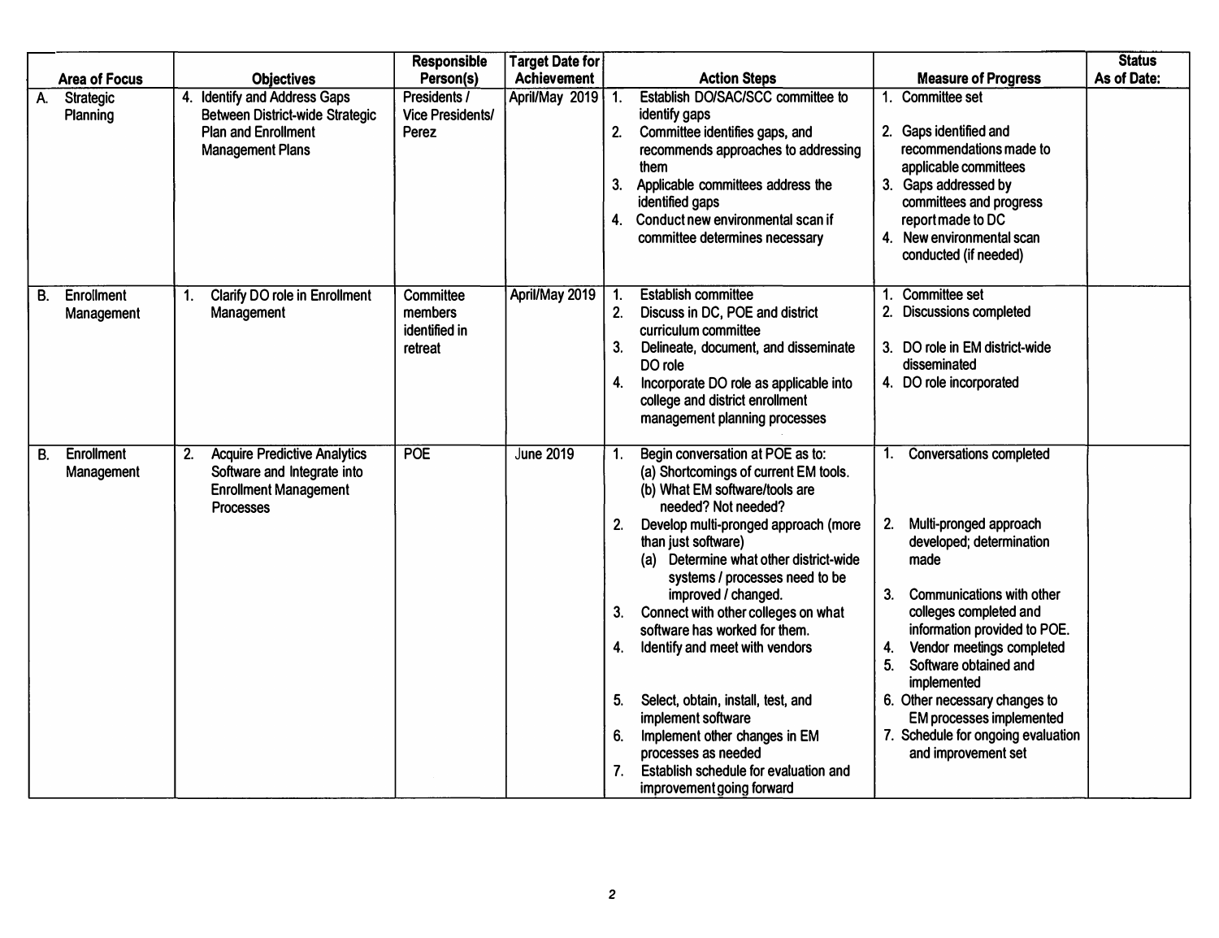| Area of Focus | Objectives | Responsible Person(s) | Target Date for Achievement | Action Steps | Measure of Progress | Status As of Date: |
|---|---|---|---|---|---|---|
| A. Strategic Planning | 4. Identify and Address Gaps Between District-wide Strategic Plan and Enrollment Management Plans | Presidents / Vice Presidents/ Perez | April/May 2019 | 1. Establish DO/SAC/SCC committee to identify gaps<br>2. Committee identifies gaps, and recommends approaches to addressing them<br>3. Applicable committees address the identified gaps<br>4. Conduct new environmental scan if committee determines necessary | 1. Committee set<br>2. Gaps identified and recommendations made to applicable committees<br>3. Gaps addressed by committees and progress report made to DC<br>4. New environmental scan conducted (if needed) | |
| B. Enrollment Management | 1. Clarify DO role in Enrollment Management | Committee members identified in retreat | April/May 2019 | 1. Establish committee<br>2. Discuss in DC, POE and district curriculum committee<br>3. Delineate, document, and disseminate DO role<br>4. Incorporate DO role as applicable into college and district enrollment management planning processes | 1. Committee set<br>2. Discussions completed<br>3. DO role in EM district-wide disseminated<br>4. DO role incorporated | |
| B. Enrollment Management | 2. Acquire Predictive Analytics Software and Integrate into Enrollment Management Processes | POE | June 2019 | 1. Begin conversation at POE as to:<br>(a) Shortcomings of current EM tools.<br>(b) What EM software/tools are needed? Not needed?<br>2. Develop multi-pronged approach (more than just software)<br>(a) Determine what other district-wide systems / processes need to be improved / changed.<br>3. Connect with other colleges on what software has worked for them.<br>4. Identify and meet with vendors<br>5. Select, obtain, install, test, and implement software<br>6. Implement other changes in EM processes as needed<br>7. Establish schedule for evaluation and improvement going forward | 1. Conversations completed<br>2. Multi-pronged approach developed; determination made<br>3. Communications with other colleges completed and information provided to POE.<br>4. Vendor meetings completed<br>5. Software obtained and implemented<br>6. Other necessary changes to EM processes implemented<br>7. Schedule for ongoing evaluation and improvement set | |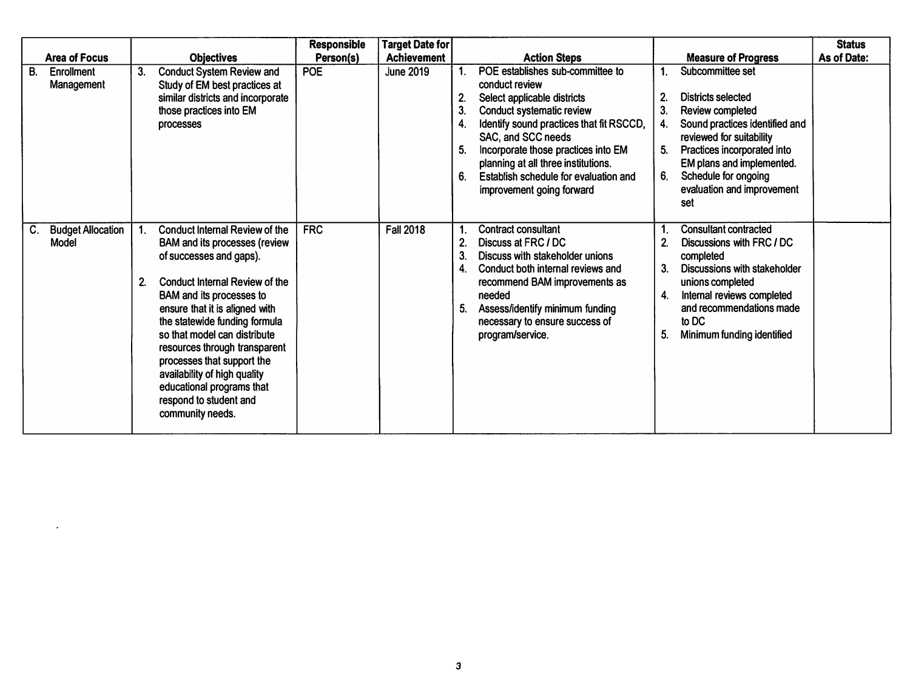| Area of Focus | Objectives | Responsible Person(s) | Target Date for Achievement | Action Steps | Measure of Progress | Status As of Date: |
|---|---|---|---|---|---|---|
| B. Enrollment Management | 3. Conduct System Review and Study of EM best practices at similar districts and incorporate those practices into EM processes | POE | June 2019 | 1. POE establishes sub-committee to conduct review<br>2. Select applicable districts<br>3. Conduct systematic review<br>4. Identify sound practices that fit RSCCD, SAC, and SCC needs<br>5. Incorporate those practices into EM planning at all three institutions.<br>6. Establish schedule for evaluation and improvement going forward | 1. Subcommittee set<br>2. Districts selected<br>3. Review completed<br>4. Sound practices identified and reviewed for suitability<br>5. Practices incorporated into EM plans and implemented.<br>6. Schedule for ongoing evaluation and improvement set | |
| C. Budget Allocation Model | 1. Conduct Internal Review of the BAM and its processes (review of successes and gaps).<br><br>2. Conduct Internal Review of the BAM and its processes to ensure that it is aligned with the statewide funding formula so that model can distribute resources through transparent processes that support the availability of high quality educational programs that respond to student and community needs. | FRC | Fall 2018 | 1. Contract consultant<br>2. Discuss at FRC / DC<br>3. Discuss with stakeholder unions<br>4. Conduct both internal reviews and recommend BAM improvements as needed<br>5. Assess/identify minimum funding necessary to ensure success of program/service. | 1. Consultant contracted<br>2. Discussions with FRC / DC completed<br>3. Discussions with stakeholder unions completed<br>4. Internal reviews completed and recommendations made to DC<br>5. Minimum funding identified | |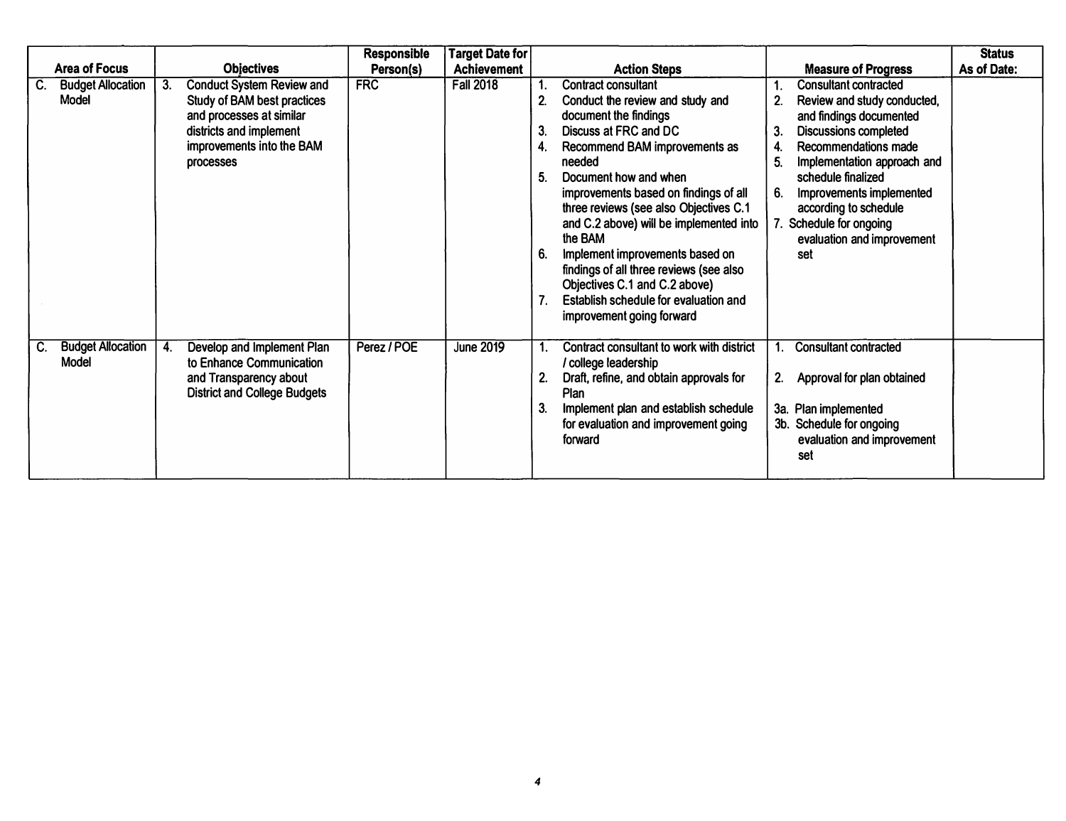| Area of Focus | Objectives | Responsible Person(s) | Target Date for Achievement | Action Steps | Measure of Progress | Status As of Date: |
|---|---|---|---|---|---|---|
| C. Budget Allocation Model | 3. Conduct System Review and Study of BAM best practices and processes at similar districts and implement improvements into the BAM processes | FRC | Fall 2018 | 1. Contract consultant<br>2. Conduct the review and study and document the findings<br>3. Discuss at FRC and DC<br>4. Recommend BAM improvements as needed<br>5. Document how and when improvements based on findings of all three reviews (see also Objectives C.1 and C.2 above) will be implemented into the BAM<br>6. Implement improvements based on findings of all three reviews (see also Objectives C.1 and C.2 above)<br>7. Establish schedule for evaluation and improvement going forward | 1. Consultant contracted<br>2. Review and study conducted, and findings documented<br>3. Discussions completed<br>4. Recommendations made<br>5. Implementation approach and schedule finalized<br>6. Improvements implemented according to schedule<br>7. Schedule for ongoing evaluation and improvement set | |
| C. Budget Allocation Model | 4. Develop and Implement Plan to Enhance Communication and Transparency about District and College Budgets | Perez / POE | June 2019 | 1. Contract consultant to work with district / college leadership<br>2. Draft, refine, and obtain approvals for Plan<br>3. Implement plan and establish schedule for evaluation and improvement going forward | 1. Consultant contracted<br>2. Approval for plan obtained<br>3a. Plan implemented<br>3b. Schedule for ongoing evaluation and improvement set | |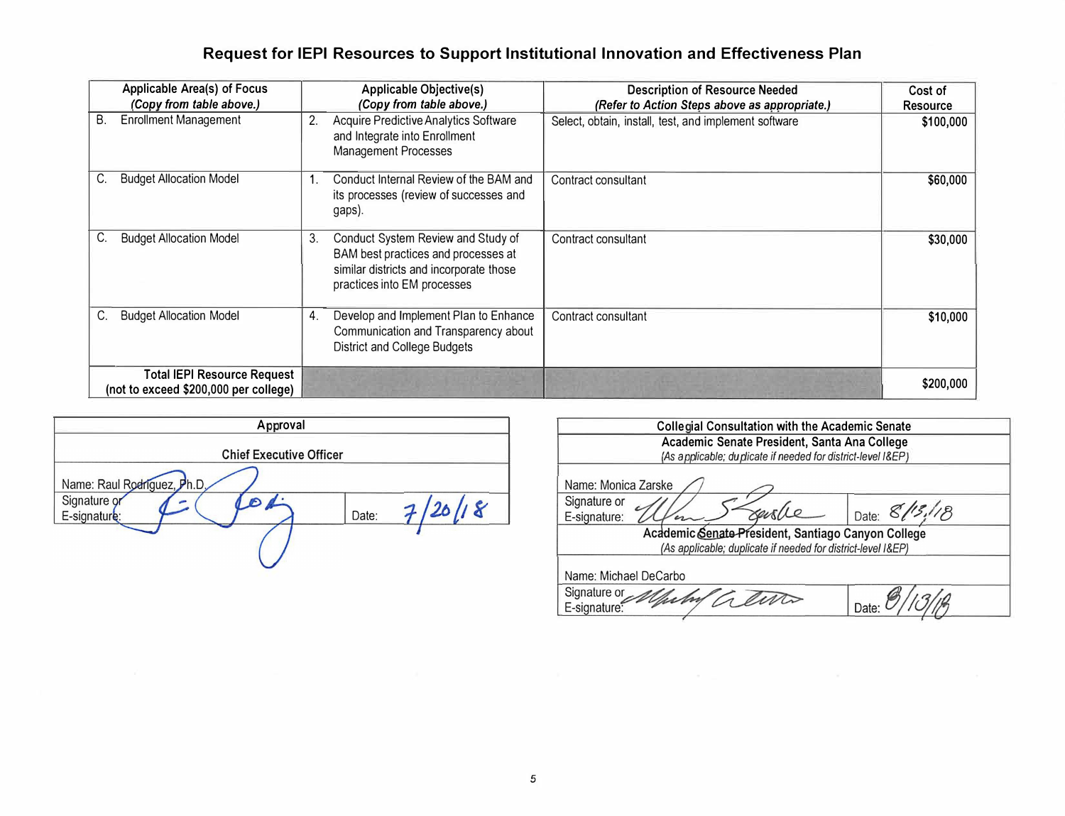# Request for IEPI Resources to Support Institutional Innovation and Effectiveness Plan

| Applicable Area(s) of Focus *(Copy from table above.)* | Applicable Objective(s) *(Copy from table above.)* | Description of Resource Needed *(Refer to Action Steps above as appropriate.)* | Cost of Resource |
|---|---|---|---|
| B. Enrollment Management | 2. Acquire Predictive Analytics Software and Integrate into Enrollment Management Processes | Select, obtain, install, test, and implement software | $100,000 |
| C. Budget Allocation Model | 1. Conduct Internal Review of the BAM and its processes (review of successes and gaps). | Contract consultant | $60,000 |
| C. Budget Allocation Model | 3. Conduct System Review and Study of BAM best practices and processes at similar districts and incorporate those practices into EM processes | Contract consultant | $30,000 |
| C. Budget Allocation Model | 4. Develop and Implement Plan to Enhance Communication and Transparency about District and College Budgets | Contract consultant | $10,000 |
| **Total IEPI Resource Request (not to exceed $200,000 per college)** | | | $200,000 |

| Approval | |
|---|---|
| **Chief Executive Officer** | |
| Name: Raul Rodriguez, Ph.D. | |
| Signature or E-signature: [signature] | Date: 7/20/18 |

| Collegial Consultation with the Academic Senate | |
|---|---|
| **Academic Senate President, Santa Ana College** *(As applicable; duplicate if needed for district-level I&EP)* | |
| Name: Monica Zarske | |
| Signature or E-signature: [signature] | Date: 8/13/18 |
| **Academic Senate President, Santiago Canyon College** *(As applicable; duplicate if needed for district-level I&EP)* | |
| Name: Michael DeCarbo | |
| Signature or E-signature: [signature] | Date: 8/13/18 |